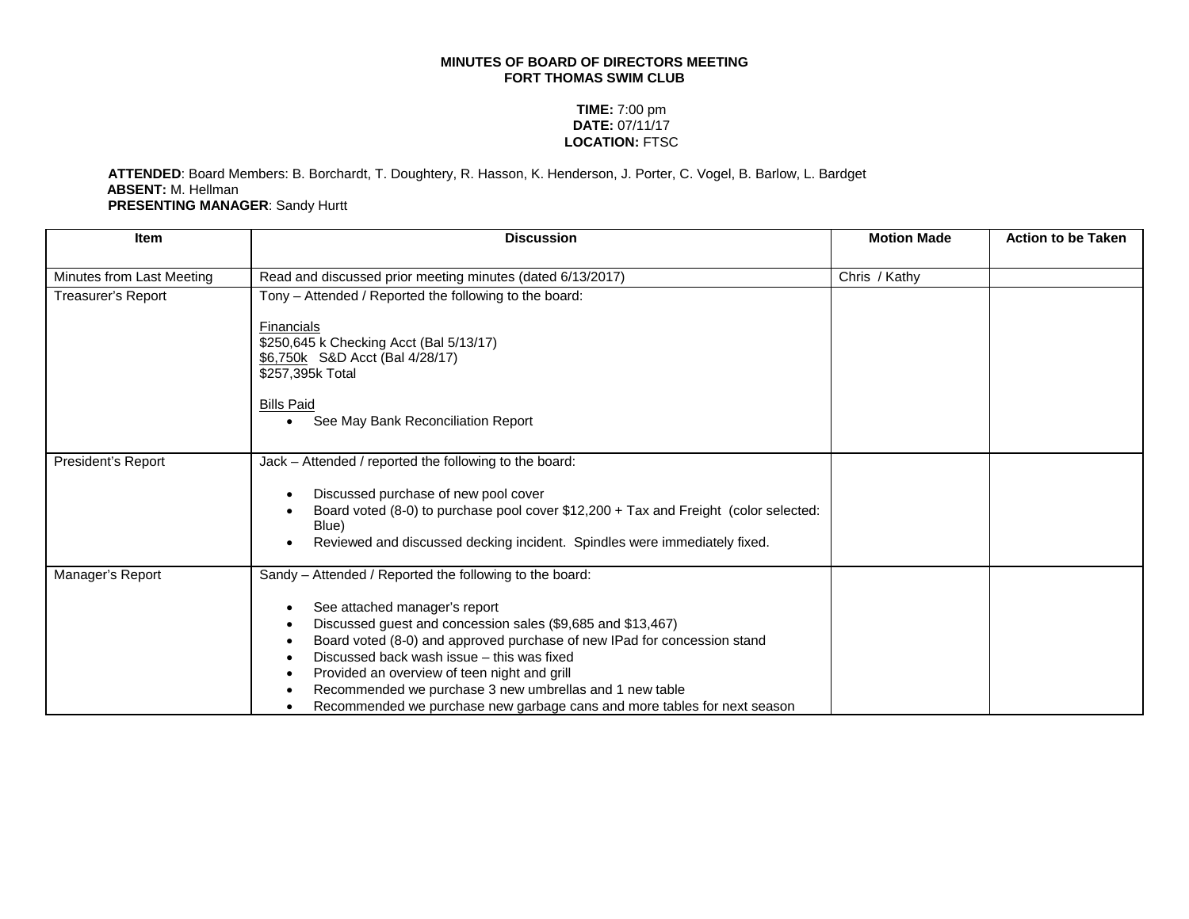**MINUTES OF BOARD OF DIRECTORS MEETING**
**FORT THOMAS SWIM CLUB**

**TIME:** 7:00 pm
**DATE:** 07/11/17
**LOCATION:** FTSC

**ATTENDED**: Board Members: B. Borchardt, T. Doughtery, R. Hasson, K. Henderson, J. Porter, C. Vogel, B. Barlow, L. Bardget
**ABSENT:** M. Hellman
**PRESENTING MANAGER**: Sandy Hurtt

| Item | Discussion | Motion Made | Action to be Taken |
|---|---|---|---|
| Minutes from Last Meeting | Read and discussed prior meeting minutes (dated 6/13/2017) | Chris / Kathy | |
| Treasurer's Report | Tony – Attended / Reported the following to the board:<br><br><u>Financials</u><br>$250,645 k Checking Acct (Bal 5/13/17)<br><u>$6,750k</u> S&D Acct (Bal 4/28/17)<br>$257,395k Total<br><br><u>Bills Paid</u><br>• See May Bank Reconciliation Report | | |
| President's Report | Jack – Attended / reported the following to the board:<br><br>• Discussed purchase of new pool cover<br>• Board voted (8-0) to purchase pool cover $12,200 + Tax and Freight (color selected: Blue)<br>• Reviewed and discussed decking incident. Spindles were immediately fixed. | | |
| Manager's Report | Sandy – Attended / Reported the following to the board:<br><br>• See attached manager's report<br>• Discussed guest and concession sales ($9,685 and $13,467)<br>• Board voted (8-0) and approved purchase of new IPad for concession stand<br>• Discussed back wash issue – this was fixed<br>• Provided an overview of teen night and grill<br>• Recommended we purchase 3 new umbrellas and 1 new table<br>• Recommended we purchase new garbage cans and more tables for next season | | |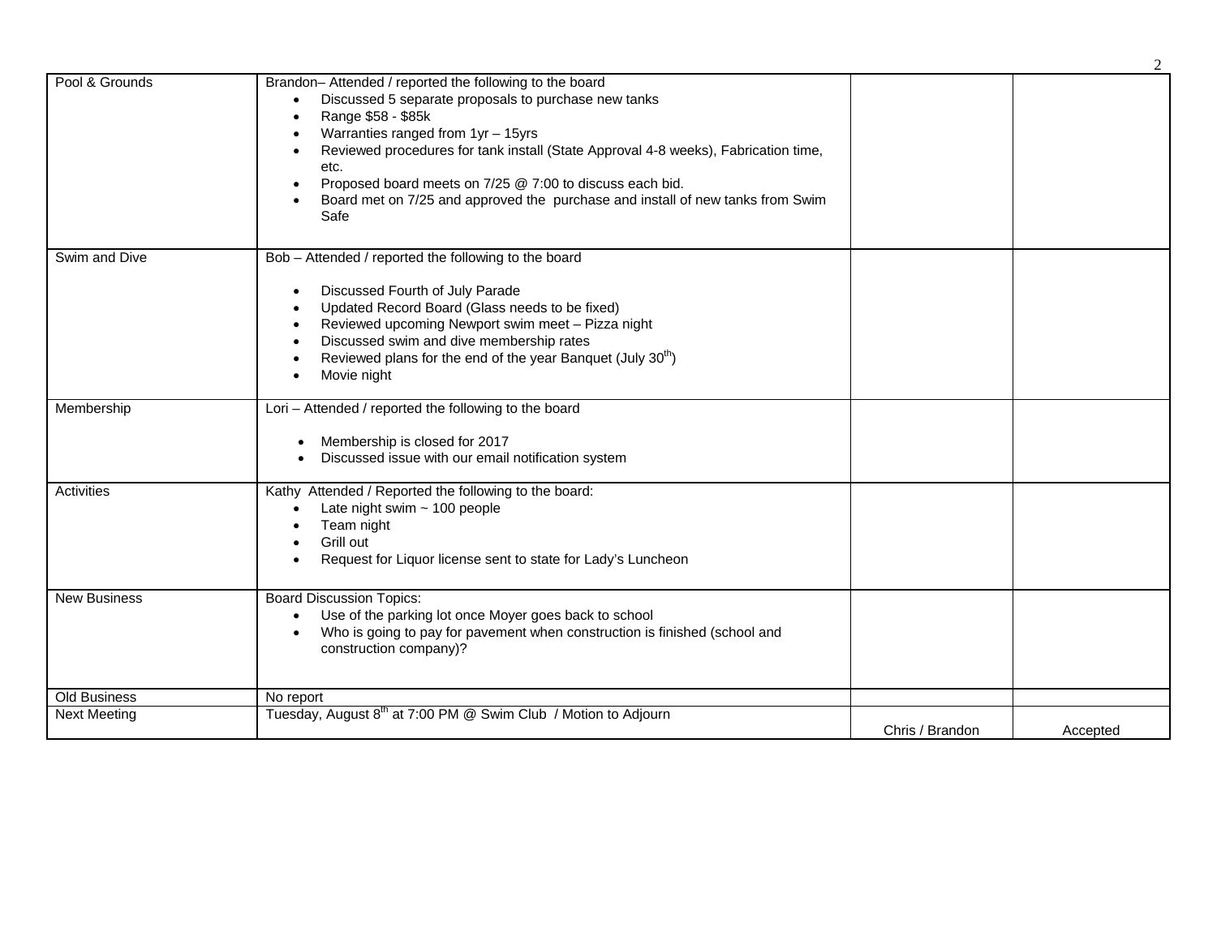| | | | |
|---|---|---|---|
| Pool & Grounds | Brandon– Attended / reported the following to the board<br>• Discussed 5 separate proposals to purchase new tanks<br>• Range $58 - $85k<br>• Warranties ranged from 1yr – 15yrs<br>• Reviewed procedures for tank install (State Approval 4-8 weeks), Fabrication time, etc.<br>• Proposed board meets on 7/25 @ 7:00 to discuss each bid.<br>• Board met on 7/25 and approved the purchase and install of new tanks from Swim Safe | | |
| Swim and Dive | Bob – Attended / reported the following to the board<br>• Discussed Fourth of July Parade<br>• Updated Record Board (Glass needs to be fixed)<br>• Reviewed upcoming Newport swim meet – Pizza night<br>• Discussed swim and dive membership rates<br>• Reviewed plans for the end of the year Banquet (July 30th)<br>• Movie night | | |
| Membership | Lori – Attended / reported the following to the board<br>• Membership is closed for 2017<br>• Discussed issue with our email notification system | | |
| Activities | Kathy Attended / Reported the following to the board:<br>• Late night swim ~ 100 people<br>• Team night<br>• Grill out<br>• Request for Liquor license sent to state for Lady's Luncheon | | |
| New Business | Board Discussion Topics:<br>• Use of the parking lot once Moyer goes back to school<br>• Who is going to pay for pavement when construction is finished (school and construction company)? | | |
| Old Business | No report | | |
| Next Meeting | Tuesday, August 8th at 7:00 PM @ Swim Club / Motion to Adjourn | Chris / Brandon | Accepted |